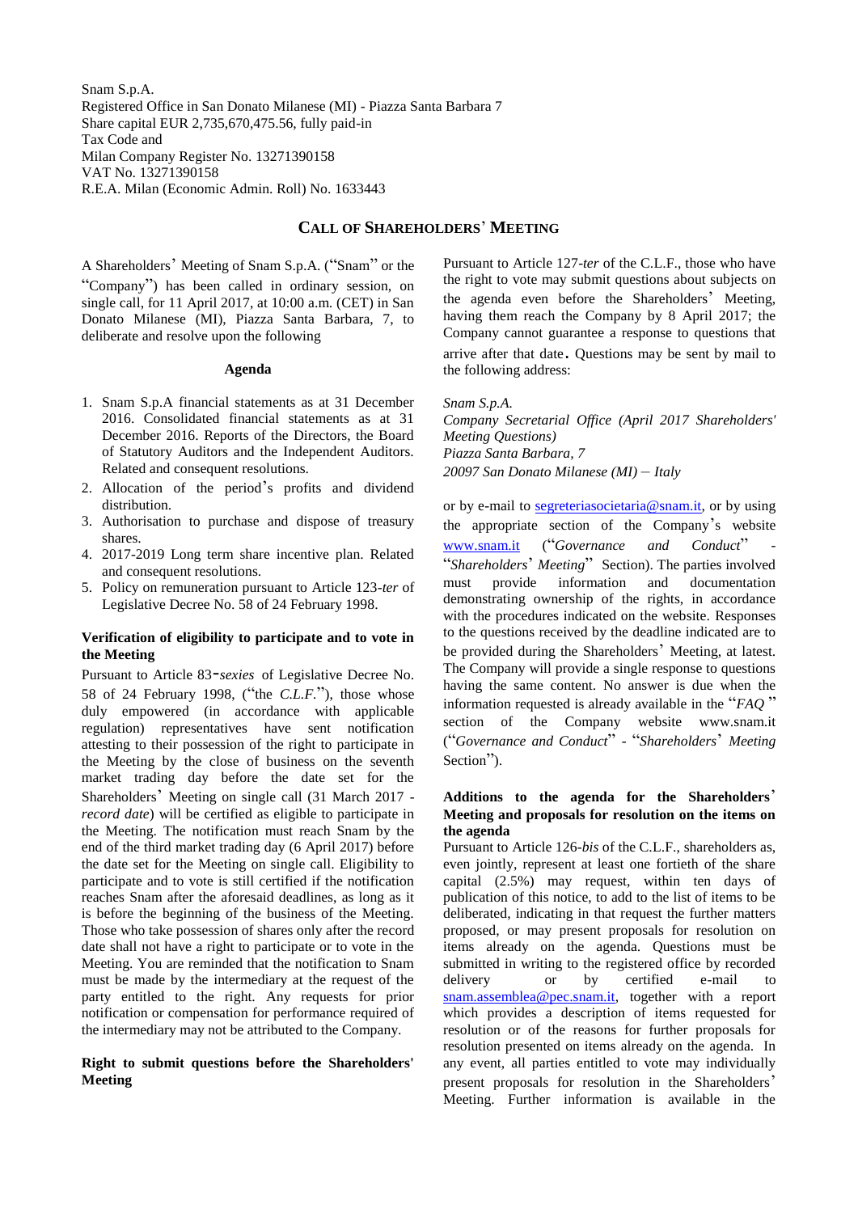Snam S.p.A.
Registered Office in San Donato Milanese (MI) - Piazza Santa Barbara 7
Share capital EUR 2,735,670,475.56, fully paid-in
Tax Code and
Milan Company Register No. 13271390158
VAT No. 13271390158
R.E.A. Milan (Economic Admin. Roll) No. 1633443

# CALL OF SHAREHOLDERS' MEETING

A Shareholders' Meeting of Snam S.p.A. ("Snam" or the "Company") has been called in ordinary session, on single call, for 11 April 2017, at 10:00 a.m. (CET) in San Donato Milanese (MI), Piazza Santa Barbara, 7, to deliberate and resolve upon the following

**Agenda**

1. Snam S.p.A financial statements as at 31 December 2016. Consolidated financial statements as at 31 December 2016. Reports of the Directors, the Board of Statutory Auditors and the Independent Auditors. Related and consequent resolutions.
2. Allocation of the period's profits and dividend distribution.
3. Authorisation to purchase and dispose of treasury shares.
4. 2017-2019 Long term share incentive plan. Related and consequent resolutions.
5. Policy on remuneration pursuant to Article 123-*ter* of Legislative Decree No. 58 of 24 February 1998.

**Verification of eligibility to participate and to vote in the Meeting**

Pursuant to Article 83-*sexies* of Legislative Decree No. 58 of 24 February 1998, ("the *C.L.F.*"), those whose duly empowered (in accordance with applicable regulation) representatives have sent notification attesting to their possession of the right to participate in the Meeting by the close of business on the seventh market trading day before the date set for the Shareholders' Meeting on single call (31 March 2017 - *record date*) will be certified as eligible to participate in the Meeting. The notification must reach Snam by the end of the third market trading day (6 April 2017) before the date set for the Meeting on single call. Eligibility to participate and to vote is still certified if the notification reaches Snam after the aforesaid deadlines, as long as it is before the beginning of the business of the Meeting. Those who take possession of shares only after the record date shall not have a right to participate or to vote in the Meeting. You are reminded that the notification to Snam must be made by the intermediary at the request of the party entitled to the right. Any requests for prior notification or compensation for performance required of the intermediary may not be attributed to the Company.

**Right to submit questions before the Shareholders' Meeting**

Pursuant to Article 127-*ter* of the C.L.F., those who have the right to vote may submit questions about subjects on the agenda even before the Shareholders' Meeting, having them reach the Company by 8 April 2017; the Company cannot guarantee a response to questions that arrive after that date. Questions may be sent by mail to the following address:

*Snam S.p.A.*
*Company Secretarial Office (April 2017 Shareholders' Meeting Questions)*
*Piazza Santa Barbara, 7*
*20097 San Donato Milanese (MI) – Italy*

or by e-mail to segreteriasocietaria@snam.it, or by using the appropriate section of the Company's website www.snam.it ("*Governance and Conduct*" - "*Shareholders' Meeting*" Section). The parties involved must provide information and documentation demonstrating ownership of the rights, in accordance with the procedures indicated on the website. Responses to the questions received by the deadline indicated are to be provided during the Shareholders' Meeting, at latest. The Company will provide a single response to questions having the same content. No answer is due when the information requested is already available in the "*FAQ*" section of the Company website www.snam.it ("*Governance and Conduct*" - "*Shareholders' Meeting* Section").

**Additions to the agenda for the Shareholders' Meeting and proposals for resolution on the items on the agenda**

Pursuant to Article 126-*bis* of the C.L.F., shareholders as, even jointly, represent at least one fortieth of the share capital (2.5%) may request, within ten days of publication of this notice, to add to the list of items to be deliberated, indicating in that request the further matters proposed, or may present proposals for resolution on items already on the agenda. Questions must be submitted in writing to the registered office by recorded delivery or by certified e-mail to snam.assemblea@pec.snam.it, together with a report which provides a description of items requested for resolution or of the reasons for further proposals for resolution presented on items already on the agenda. In any event, all parties entitled to vote may individually present proposals for resolution in the Shareholders' Meeting. Further information is available in the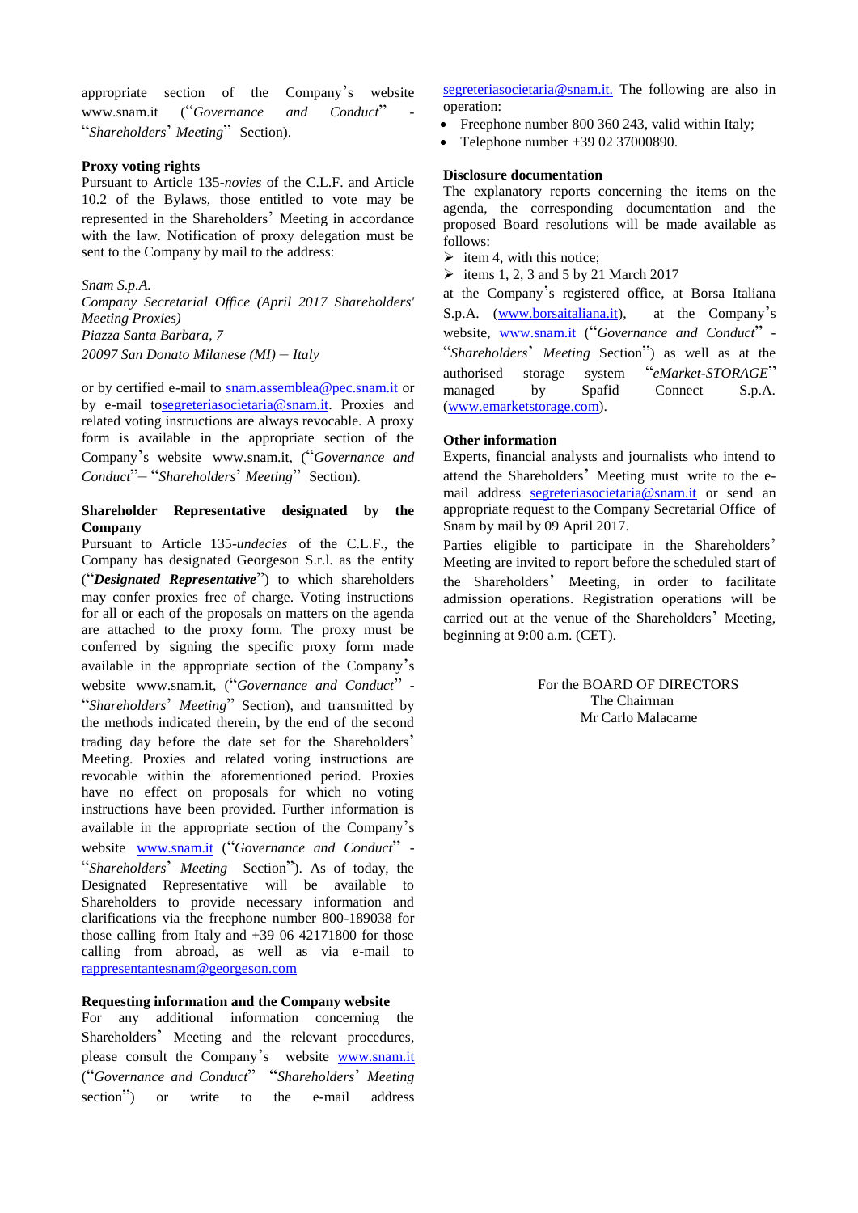appropriate section of the Company's website www.snam.it ("*Governance and Conduct*" - "*Shareholders' Meeting*" Section).

**Proxy voting rights**

Pursuant to Article 135-*novies* of the C.L.F. and Article 10.2 of the Bylaws, those entitled to vote may be represented in the Shareholders' Meeting in accordance with the law. Notification of proxy delegation must be sent to the Company by mail to the address:

*Snam S.p.A.*
*Company Secretarial Office (April 2017 Shareholders' Meeting Proxies)*
*Piazza Santa Barbara, 7*
*20097 San Donato Milanese (MI) – Italy*

or by certified e-mail to snam.assemblea@pec.snam.it or by e-mail tosegreteriasocietaria@snam.it. Proxies and related voting instructions are always revocable. A proxy form is available in the appropriate section of the Company's website www.snam.it, ("*Governance and Conduct*"– "*Shareholders' Meeting*" Section).

**Shareholder Representative designated by the Company**

Pursuant to Article 135-*undecies* of the C.L.F., the Company has designated Georgeson S.r.l. as the entity ("***Designated Representative***") to which shareholders may confer proxies free of charge. Voting instructions for all or each of the proposals on matters on the agenda are attached to the proxy form. The proxy must be conferred by signing the specific proxy form made available in the appropriate section of the Company's website www.snam.it, ("*Governance and Conduct*" - "*Shareholders' Meeting*" Section), and transmitted by the methods indicated therein, by the end of the second trading day before the date set for the Shareholders' Meeting. Proxies and related voting instructions are revocable within the aforementioned period. Proxies have no effect on proposals for which no voting instructions have been provided. Further information is available in the appropriate section of the Company's website www.snam.it ("*Governance and Conduct*" - "*Shareholders' Meeting* Section"). As of today, the Designated Representative will be available to Shareholders to provide necessary information and clarifications via the freephone number 800-189038 for those calling from Italy and +39 06 42171800 for those calling from abroad, as well as via e-mail to rappresentantesnam@georgeson.com

**Requesting information and the Company website**

For any additional information concerning the Shareholders' Meeting and the relevant procedures, please consult the Company's website www.snam.it ("*Governance and Conduct*" "*Shareholders' Meeting* section") or write to the e-mail address segreteriasocietaria@snam.it. The following are also in operation:

- Freephone number 800 360 243, valid within Italy;
- Telephone number +39 02 37000890.

**Disclosure documentation**

The explanatory reports concerning the items on the agenda, the corresponding documentation and the proposed Board resolutions will be made available as follows:

- item 4, with this notice;
- items 1, 2, 3 and 5 by 21 March 2017

at the Company's registered office, at Borsa Italiana S.p.A. (www.borsaitaliana.it), at the Company's website, www.snam.it ("*Governance and Conduct*" - "*Shareholders' Meeting* Section") as well as at the authorised storage system "*eMarket-STORAGE*" managed by Spafid Connect S.p.A. (www.emarketstorage.com).

**Other information**

Experts, financial analysts and journalists who intend to attend the Shareholders' Meeting must write to the e-mail address segreteriasocietaria@snam.it or send an appropriate request to the Company Secretarial Office of Snam by mail by 09 April 2017.

Parties eligible to participate in the Shareholders' Meeting are invited to report before the scheduled start of the Shareholders' Meeting, in order to facilitate admission operations. Registration operations will be carried out at the venue of the Shareholders' Meeting, beginning at 9:00 a.m. (CET).

For the BOARD OF DIRECTORS
The Chairman
Mr Carlo Malacarne